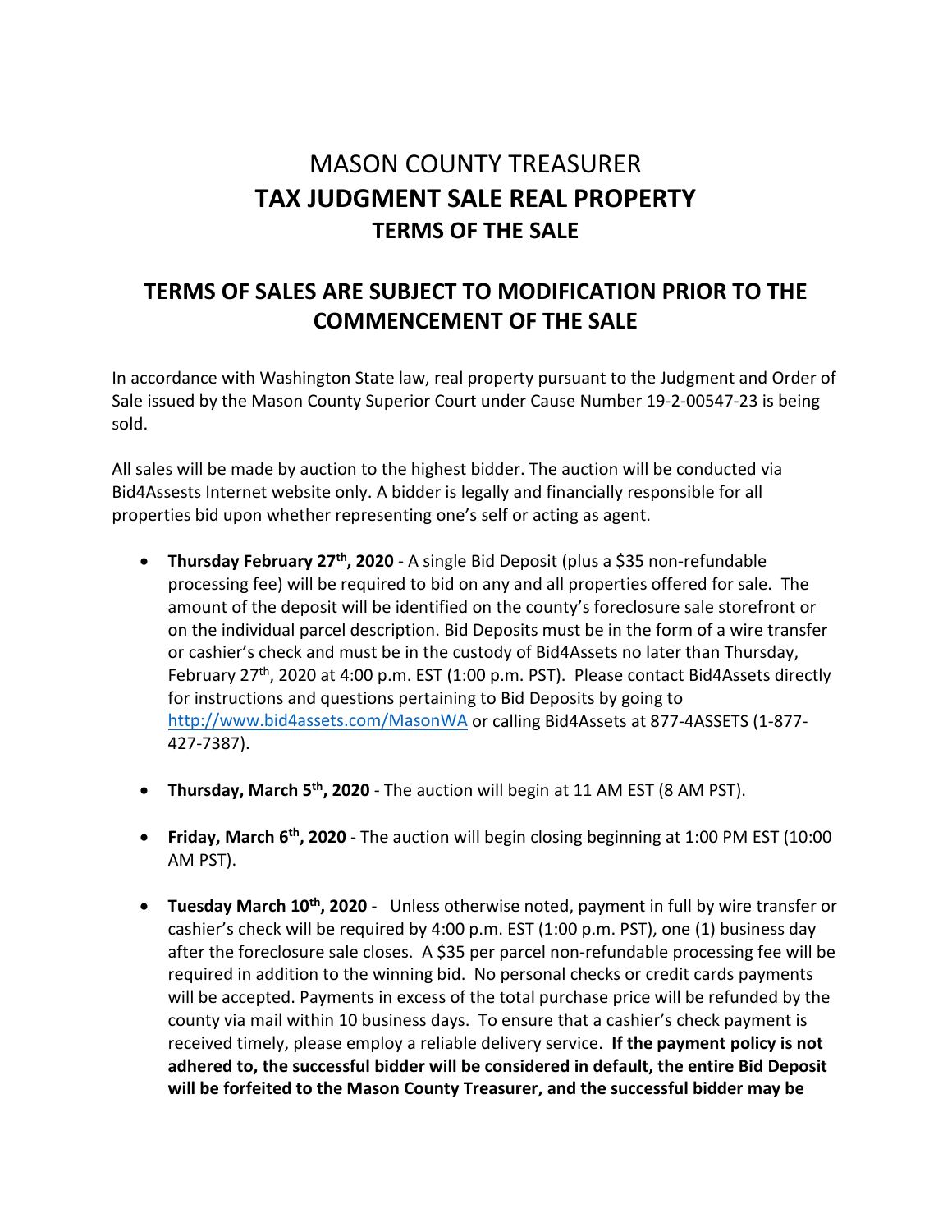# MASON COUNTY TREASURER
# TAX JUDGMENT SALE REAL PROPERTY
## TERMS OF THE SALE

## TERMS OF SALES ARE SUBJECT TO MODIFICATION PRIOR TO THE COMMENCEMENT OF THE SALE

In accordance with Washington State law, real property pursuant to the Judgment and Order of Sale issued by the Mason County Superior Court under Cause Number 19-2-00547-23 is being sold.

All sales will be made by auction to the highest bidder. The auction will be conducted via Bid4Assests Internet website only. A bidder is legally and financially responsible for all properties bid upon whether representing one's self or acting as agent.

- **Thursday February 27th, 2020** - A single Bid Deposit (plus a $35 non-refundable processing fee) will be required to bid on any and all properties offered for sale. The amount of the deposit will be identified on the county's foreclosure sale storefront or on the individual parcel description. Bid Deposits must be in the form of a wire transfer or cashier's check and must be in the custody of Bid4Assets no later than Thursday, February 27th, 2020 at 4:00 p.m. EST (1:00 p.m. PST). Please contact Bid4Assets directly for instructions and questions pertaining to Bid Deposits by going to http://www.bid4assets.com/MasonWA or calling Bid4Assets at 877-4ASSETS (1-877-427-7387).

- **Thursday, March 5th, 2020** - The auction will begin at 11 AM EST (8 AM PST).

- **Friday, March 6th, 2020** - The auction will begin closing beginning at 1:00 PM EST (10:00 AM PST).

- **Tuesday March 10th, 2020** - Unless otherwise noted, payment in full by wire transfer or cashier's check will be required by 4:00 p.m. EST (1:00 p.m. PST), one (1) business day after the foreclosure sale closes. A $35 per parcel non-refundable processing fee will be required in addition to the winning bid. No personal checks or credit cards payments will be accepted. Payments in excess of the total purchase price will be refunded by the county via mail within 10 business days. To ensure that a cashier's check payment is received timely, please employ a reliable delivery service. **If the payment policy is not adhered to, the successful bidder will be considered in default, the entire Bid Deposit will be forfeited to the Mason County Treasurer, and the successful bidder may be**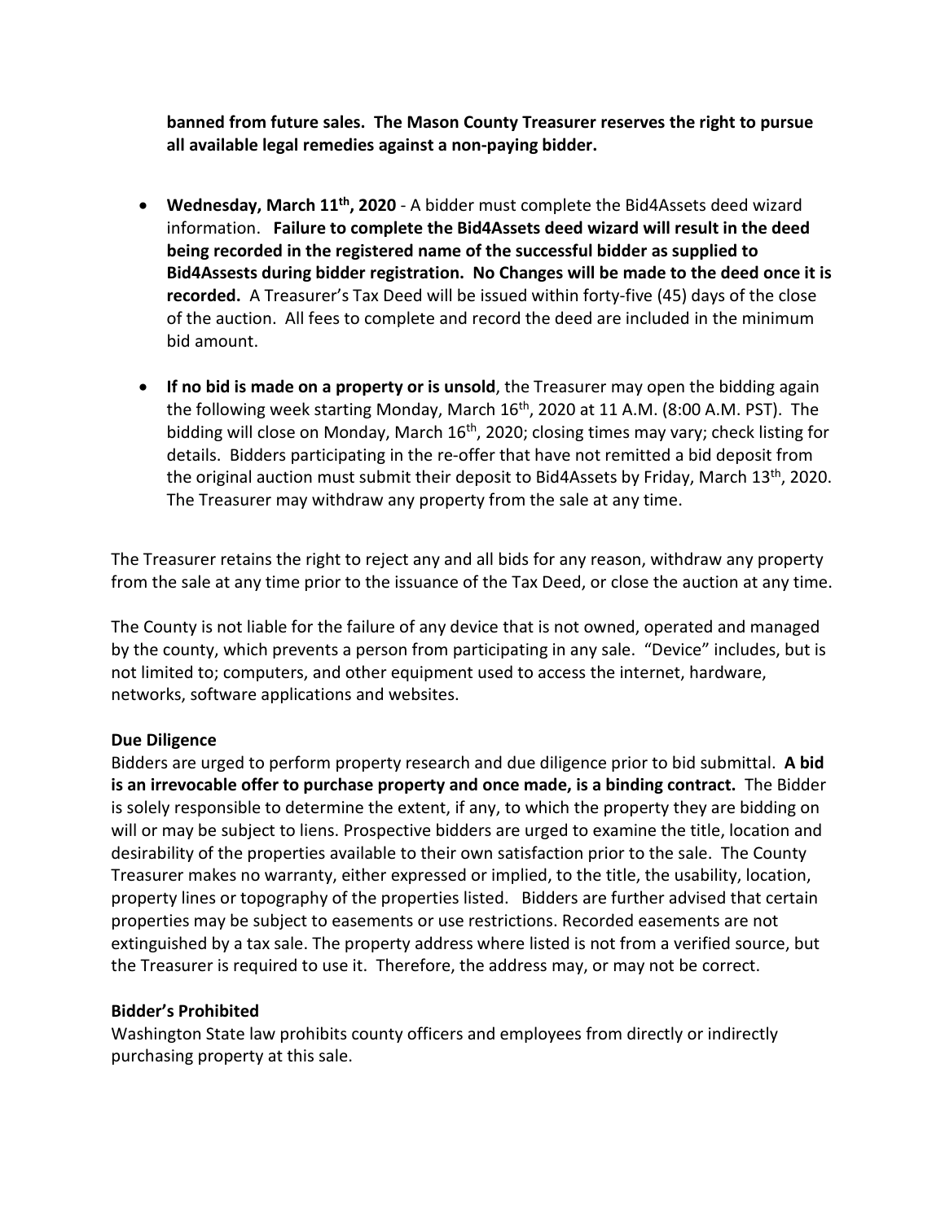**banned from future sales. The Mason County Treasurer reserves the right to pursue all available legal remedies against a non-paying bidder.**

- **Wednesday, March 11th, 2020** - A bidder must complete the Bid4Assets deed wizard information. **Failure to complete the Bid4Assets deed wizard will result in the deed being recorded in the registered name of the successful bidder as supplied to Bid4Assests during bidder registration. No Changes will be made to the deed once it is recorded.** A Treasurer's Tax Deed will be issued within forty-five (45) days of the close of the auction. All fees to complete and record the deed are included in the minimum bid amount.

- **If no bid is made on a property or is unsold**, the Treasurer may open the bidding again the following week starting Monday, March 16th, 2020 at 11 A.M. (8:00 A.M. PST). The bidding will close on Monday, March 16th, 2020; closing times may vary; check listing for details. Bidders participating in the re-offer that have not remitted a bid deposit from the original auction must submit their deposit to Bid4Assets by Friday, March 13th, 2020. The Treasurer may withdraw any property from the sale at any time.

The Treasurer retains the right to reject any and all bids for any reason, withdraw any property from the sale at any time prior to the issuance of the Tax Deed, or close the auction at any time.

The County is not liable for the failure of any device that is not owned, operated and managed by the county, which prevents a person from participating in any sale. "Device" includes, but is not limited to; computers, and other equipment used to access the internet, hardware, networks, software applications and websites.

**Due Diligence**

Bidders are urged to perform property research and due diligence prior to bid submittal. **A bid is an irrevocable offer to purchase property and once made, is a binding contract.** The Bidder is solely responsible to determine the extent, if any, to which the property they are bidding on will or may be subject to liens. Prospective bidders are urged to examine the title, location and desirability of the properties available to their own satisfaction prior to the sale. The County Treasurer makes no warranty, either expressed or implied, to the title, the usability, location, property lines or topography of the properties listed. Bidders are further advised that certain properties may be subject to easements or use restrictions. Recorded easements are not extinguished by a tax sale. The property address where listed is not from a verified source, but the Treasurer is required to use it. Therefore, the address may, or may not be correct.

**Bidder's Prohibited**

Washington State law prohibits county officers and employees from directly or indirectly purchasing property at this sale.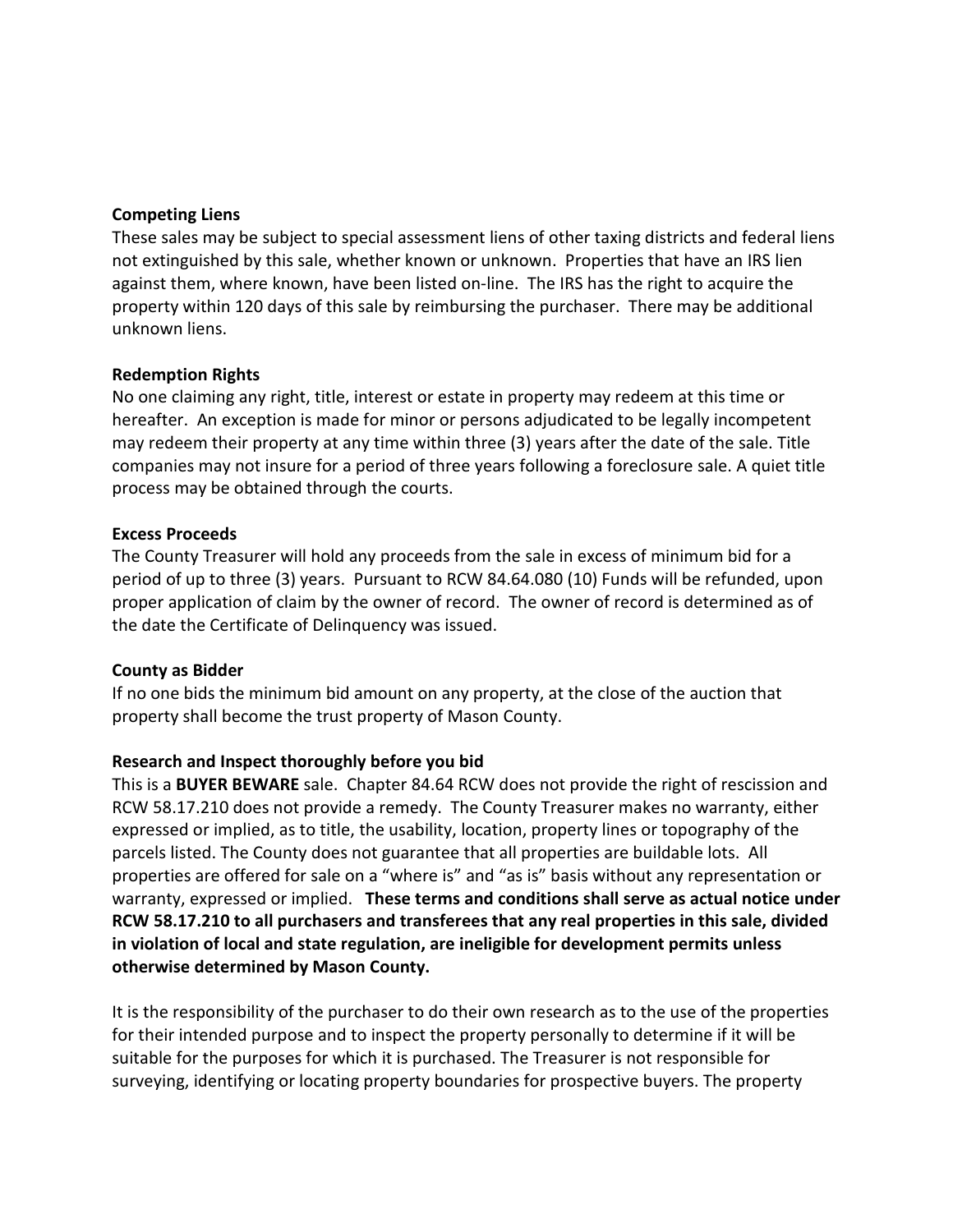**Competing Liens**

These sales may be subject to special assessment liens of other taxing districts and federal liens not extinguished by this sale, whether known or unknown. Properties that have an IRS lien against them, where known, have been listed on-line. The IRS has the right to acquire the property within 120 days of this sale by reimbursing the purchaser. There may be additional unknown liens.

**Redemption Rights**

No one claiming any right, title, interest or estate in property may redeem at this time or hereafter. An exception is made for minor or persons adjudicated to be legally incompetent may redeem their property at any time within three (3) years after the date of the sale. Title companies may not insure for a period of three years following a foreclosure sale. A quiet title process may be obtained through the courts.

**Excess Proceeds**

The County Treasurer will hold any proceeds from the sale in excess of minimum bid for a period of up to three (3) years. Pursuant to RCW 84.64.080 (10) Funds will be refunded, upon proper application of claim by the owner of record. The owner of record is determined as of the date the Certificate of Delinquency was issued.

**County as Bidder**

If no one bids the minimum bid amount on any property, at the close of the auction that property shall become the trust property of Mason County.

**Research and Inspect thoroughly before you bid**

This is a **BUYER BEWARE** sale. Chapter 84.64 RCW does not provide the right of rescission and RCW 58.17.210 does not provide a remedy. The County Treasurer makes no warranty, either expressed or implied, as to title, the usability, location, property lines or topography of the parcels listed. The County does not guarantee that all properties are buildable lots. All properties are offered for sale on a "where is" and "as is" basis without any representation or warranty, expressed or implied. **These terms and conditions shall serve as actual notice under RCW 58.17.210 to all purchasers and transferees that any real properties in this sale, divided in violation of local and state regulation, are ineligible for development permits unless otherwise determined by Mason County.**

It is the responsibility of the purchaser to do their own research as to the use of the properties for their intended purpose and to inspect the property personally to determine if it will be suitable for the purposes for which it is purchased. The Treasurer is not responsible for surveying, identifying or locating property boundaries for prospective buyers. The property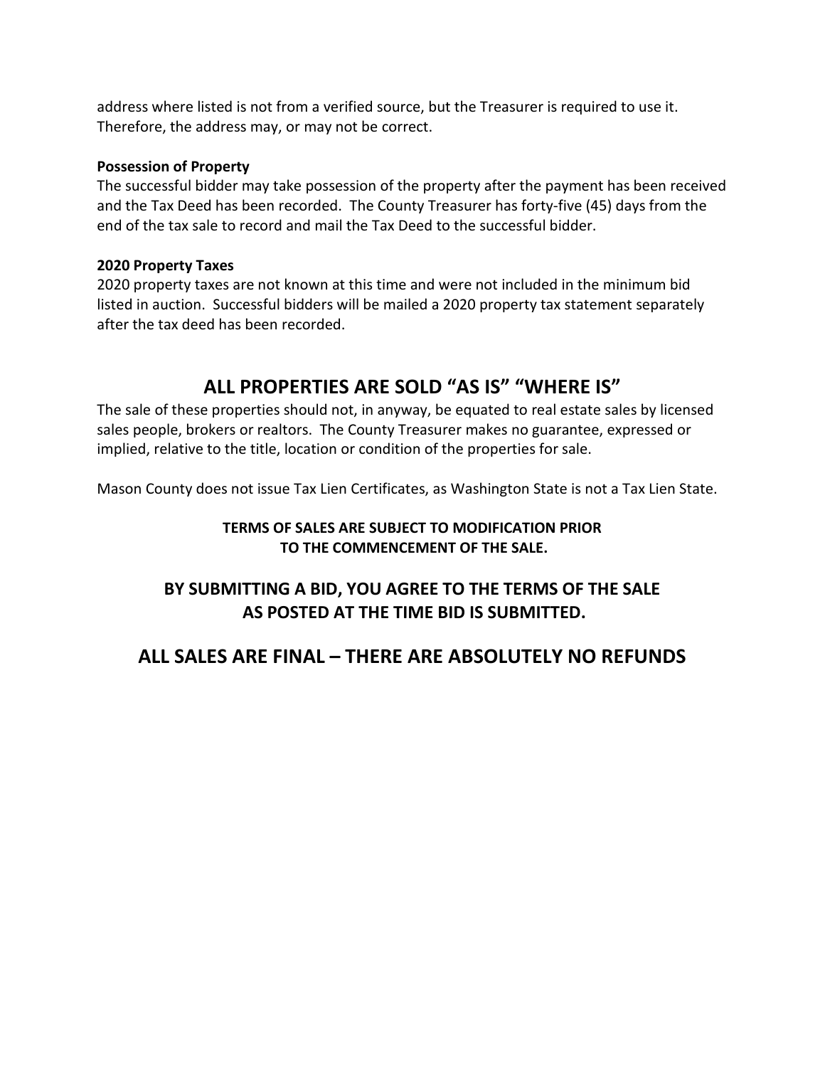address where listed is not from a verified source, but the Treasurer is required to use it. Therefore, the address may, or may not be correct.

**Possession of Property**

The successful bidder may take possession of the property after the payment has been received and the Tax Deed has been recorded. The County Treasurer has forty-five (45) days from the end of the tax sale to record and mail the Tax Deed to the successful bidder.

**2020 Property Taxes**

2020 property taxes are not known at this time and were not included in the minimum bid listed in auction. Successful bidders will be mailed a 2020 property tax statement separately after the tax deed has been recorded.

## ALL PROPERTIES ARE SOLD "AS IS" "WHERE IS"

The sale of these properties should not, in anyway, be equated to real estate sales by licensed sales people, brokers or realtors. The County Treasurer makes no guarantee, expressed or implied, relative to the title, location or condition of the properties for sale.

Mason County does not issue Tax Lien Certificates, as Washington State is not a Tax Lien State.

**TERMS OF SALES ARE SUBJECT TO MODIFICATION PRIOR TO THE COMMENCEMENT OF THE SALE.**

### BY SUBMITTING A BID, YOU AGREE TO THE TERMS OF THE SALE AS POSTED AT THE TIME BID IS SUBMITTED.

## ALL SALES ARE FINAL – THERE ARE ABSOLUTELY NO REFUNDS